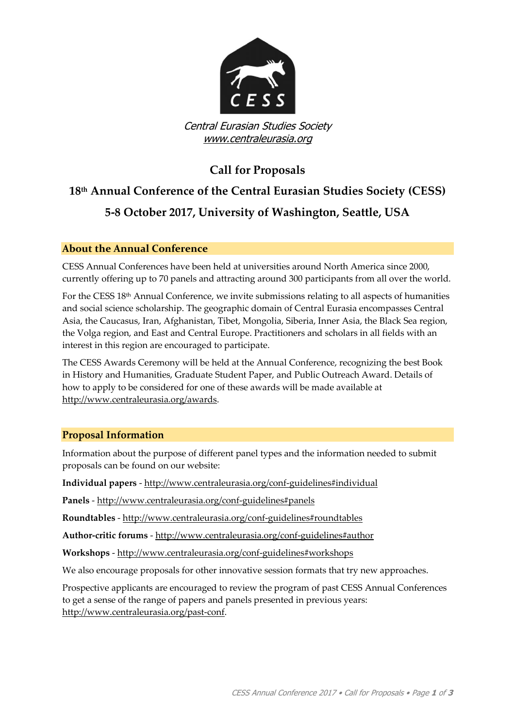CESS

*Central Eurasian Studies Society*
*www.centraleurasia.org*

# Call for Proposals

# 18th Annual Conference of the Central Eurasian Studies Society (CESS)

# 5-8 October 2017, University of Washington, Seattle, USA

## About the Annual Conference

CESS Annual Conferences have been held at universities around North America since 2000, currently offering up to 70 panels and attracting around 300 participants from all over the world.

For the CESS 18th Annual Conference, we invite submissions relating to all aspects of humanities and social science scholarship. The geographic domain of Central Eurasia encompasses Central Asia, the Caucasus, Iran, Afghanistan, Tibet, Mongolia, Siberia, Inner Asia, the Black Sea region, the Volga region, and East and Central Europe. Practitioners and scholars in all fields with an interest in this region are encouraged to participate.

The CESS Awards Ceremony will be held at the Annual Conference, recognizing the best Book in History and Humanities, Graduate Student Paper, and Public Outreach Award. Details of how to apply to be considered for one of these awards will be made available at http://www.centraleurasia.org/awards.

## Proposal Information

Information about the purpose of different panel types and the information needed to submit proposals can be found on our website:

**Individual papers** - http://www.centraleurasia.org/conf-guidelines#individual

**Panels** - http://www.centraleurasia.org/conf-guidelines#panels

**Roundtables** - http://www.centraleurasia.org/conf-guidelines#roundtables

**Author-critic forums** - http://www.centraleurasia.org/conf-guidelines#author

**Workshops** - http://www.centraleurasia.org/conf-guidelines#workshops

We also encourage proposals for other innovative session formats that try new approaches.

Prospective applicants are encouraged to review the program of past CESS Annual Conferences to get a sense of the range of papers and panels presented in previous years: http://www.centraleurasia.org/past-conf.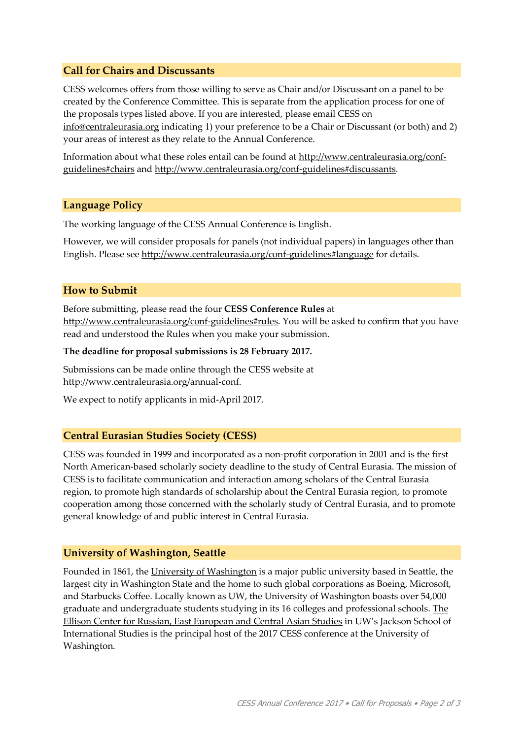## Call for Chairs and Discussants

CESS welcomes offers from those willing to serve as Chair and/or Discussant on a panel to be created by the Conference Committee. This is separate from the application process for one of the proposals types listed above. If you are interested, please email CESS on info@centraleurasia.org indicating 1) your preference to be a Chair or Discussant (or both) and 2) your areas of interest as they relate to the Annual Conference.

Information about what these roles entail can be found at http://www.centraleurasia.org/conf-guidelines#chairs and http://www.centraleurasia.org/conf-guidelines#discussants.

## Language Policy

The working language of the CESS Annual Conference is English.

However, we will consider proposals for panels (not individual papers) in languages other than English. Please see http://www.centraleurasia.org/conf-guidelines#language for details.

## How to Submit

Before submitting, please read the four **CESS Conference Rules** at http://www.centraleurasia.org/conf-guidelines#rules. You will be asked to confirm that you have read and understood the Rules when you make your submission.

**The deadline for proposal submissions is 28 February 2017.**

Submissions can be made online through the CESS website at http://www.centraleurasia.org/annual-conf.

We expect to notify applicants in mid-April 2017.

## Central Eurasian Studies Society (CESS)

CESS was founded in 1999 and incorporated as a non-profit corporation in 2001 and is the first North American-based scholarly society deadline to the study of Central Eurasia. The mission of CESS is to facilitate communication and interaction among scholars of the Central Eurasia region, to promote high standards of scholarship about the Central Eurasia region, to promote cooperation among those concerned with the scholarly study of Central Eurasia, and to promote general knowledge of and public interest in Central Eurasia.

## University of Washington, Seattle

Founded in 1861, the University of Washington is a major public university based in Seattle, the largest city in Washington State and the home to such global corporations as Boeing, Microsoft, and Starbucks Coffee. Locally known as UW, the University of Washington boasts over 54,000 graduate and undergraduate students studying in its 16 colleges and professional schools. The Ellison Center for Russian, East European and Central Asian Studies in UW's Jackson School of International Studies is the principal host of the 2017 CESS conference at the University of Washington.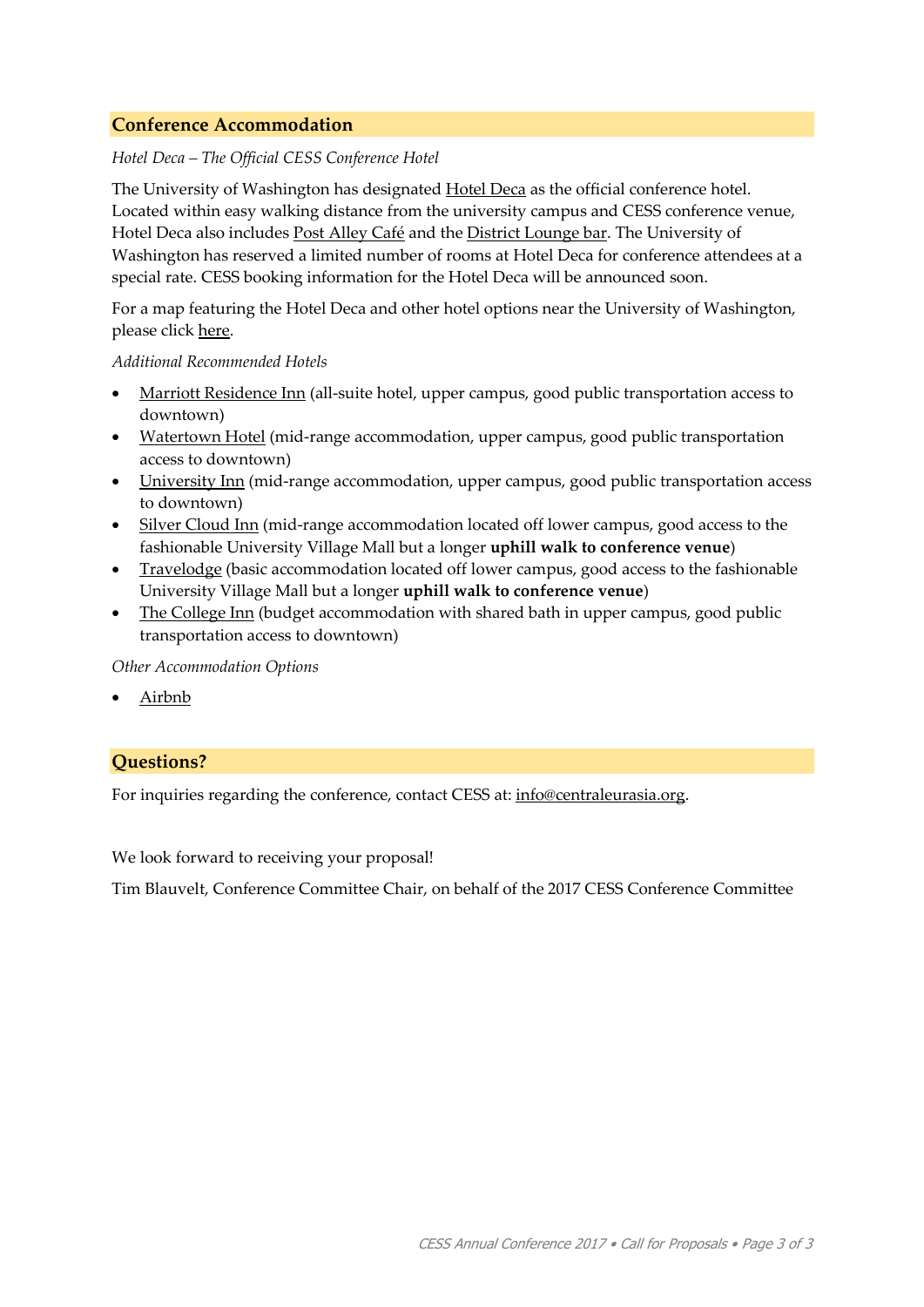## Conference Accommodation

*Hotel Deca – The Official CESS Conference Hotel*

The University of Washington has designated Hotel Deca as the official conference hotel. Located within easy walking distance from the university campus and CESS conference venue, Hotel Deca also includes Post Alley Café and the District Lounge bar. The University of Washington has reserved a limited number of rooms at Hotel Deca for conference attendees at a special rate. CESS booking information for the Hotel Deca will be announced soon.

For a map featuring the Hotel Deca and other hotel options near the University of Washington, please click here.

*Additional Recommended Hotels*

- Marriott Residence Inn (all-suite hotel, upper campus, good public transportation access to downtown)
- Watertown Hotel (mid-range accommodation, upper campus, good public transportation access to downtown)
- University Inn (mid-range accommodation, upper campus, good public transportation access to downtown)
- Silver Cloud Inn (mid-range accommodation located off lower campus, good access to the fashionable University Village Mall but a longer **uphill walk to conference venue**)
- Travelodge (basic accommodation located off lower campus, good access to the fashionable University Village Mall but a longer **uphill walk to conference venue**)
- The College Inn (budget accommodation with shared bath in upper campus, good public transportation access to downtown)

*Other Accommodation Options*

- Airbnb

## Questions?

For inquiries regarding the conference, contact CESS at: info@centraleurasia.org.

We look forward to receiving your proposal!

Tim Blauvelt, Conference Committee Chair, on behalf of the 2017 CESS Conference Committee